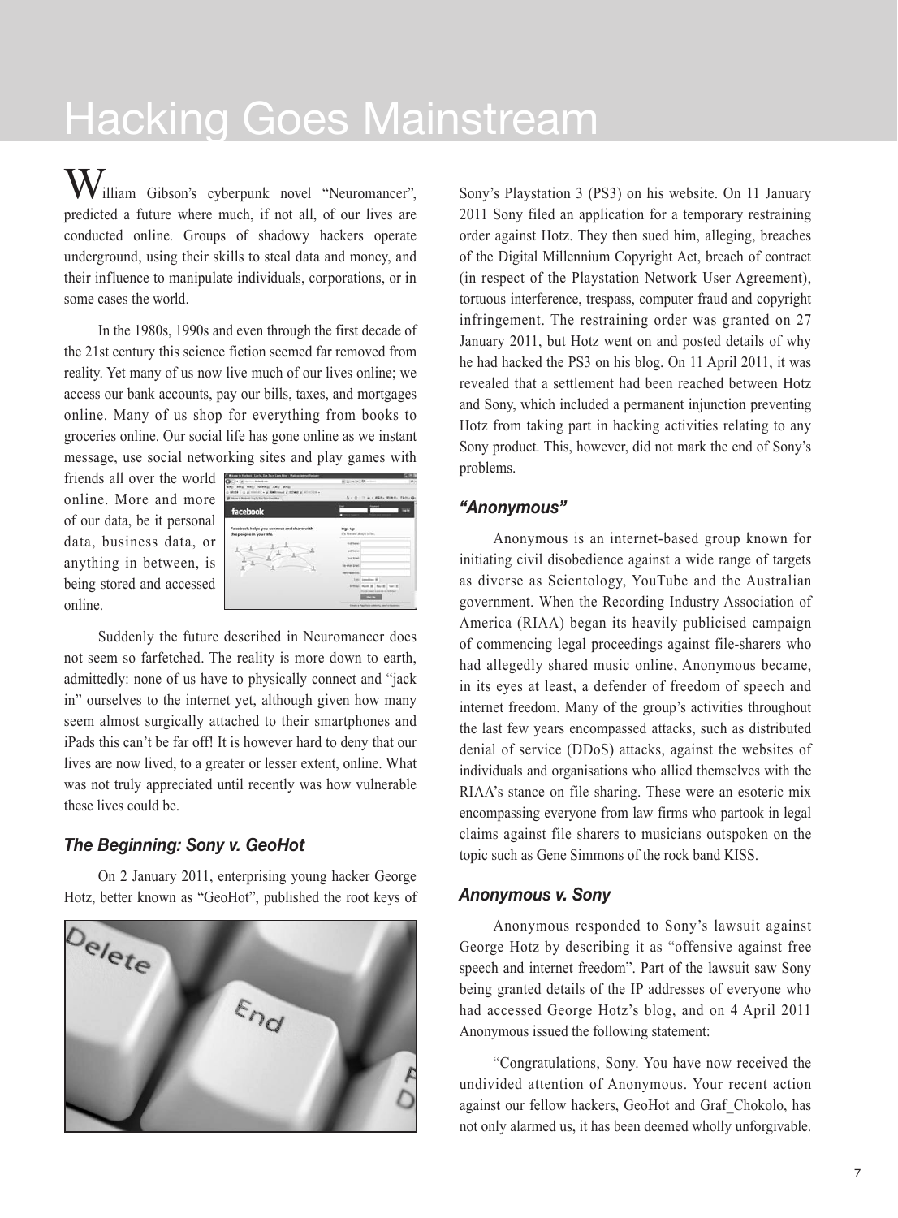# Hacking Goes Mainstream

William Gibson's cyberpunk novel "Neuromancer", predicted a future where much, if not all, of our lives are conducted online. Groups of shadowy hackers operate underground, using their skills to steal data and money, and their influence to manipulate individuals, corporations, or in some cases the world.

In the 1980s, 1990s and even through the first decade of the 21st century this science fiction seemed far removed from reality. Yet many of us now live much of our lives online; we access our bank accounts, pay our bills, taxes, and mortgages online. Many of us shop for everything from books to groceries online. Our social life has gone online as we instant message, use social networking sites and play games with friends all over the world online. More and more of our data, be it personal data, business data, or anything in between, is being stored and accessed online.

Suddenly the future described in Neuromancer does not seem so farfetched. The reality is more down to earth, admittedly: none of us have to physically connect and "jack in" ourselves to the internet yet, although given how many seem almost surgically attached to their smartphones and iPads this can't be far off! It is however hard to deny that our lives are now lived, to a greater or lesser extent, online. What was not truly appreciated until recently was how vulnerable these lives could be.

### *The Beginning: Sony v. GeoHot*

On 2 January 2011, enterprising young hacker George Hotz, better known as "GeoHot", published the root keys of Sony's Playstation 3 (PS3) on his website. On 11 January 2011 Sony filed an application for a temporary restraining order against Hotz. They then sued him, alleging, breaches of the Digital Millennium Copyright Act, breach of contract (in respect of the Playstation Network User Agreement), tortuous interference, trespass, computer fraud and copyright infringement. The restraining order was granted on 27 January 2011, but Hotz went on and posted details of why he had hacked the PS3 on his blog. On 11 April 2011, it was revealed that a settlement had been reached between Hotz and Sony, which included a permanent injunction preventing Hotz from taking part in hacking activities relating to any Sony product. This, however, did not mark the end of Sony's problems.

### *"Anonymous"*

Anonymous is an internet-based group known for initiating civil disobedience against a wide range of targets as diverse as Scientology, YouTube and the Australian government. When the Recording Industry Association of America (RIAA) began its heavily publicised campaign of commencing legal proceedings against file-sharers who had allegedly shared music online, Anonymous became, in its eyes at least, a defender of freedom of speech and internet freedom. Many of the group's activities throughout the last few years encompassed attacks, such as distributed denial of service (DDoS) attacks, against the websites of individuals and organisations who allied themselves with the RIAA's stance on file sharing. These were an esoteric mix encompassing everyone from law firms who partook in legal claims against file sharers to musicians outspoken on the topic such as Gene Simmons of the rock band KISS.

### *Anonymous v. Sony*

Anonymous responded to Sony's lawsuit against George Hotz by describing it as "offensive against free speech and internet freedom". Part of the lawsuit saw Sony being granted details of the IP addresses of everyone who had accessed George Hotz's blog, and on 4 April 2011 Anonymous issued the following statement:

"Congratulations, Sony. You have now received the undivided attention of Anonymous. Your recent action against our fellow hackers, GeoHot and Graf_Chokolo, has not only alarmed us, it has been deemed wholly unforgivable.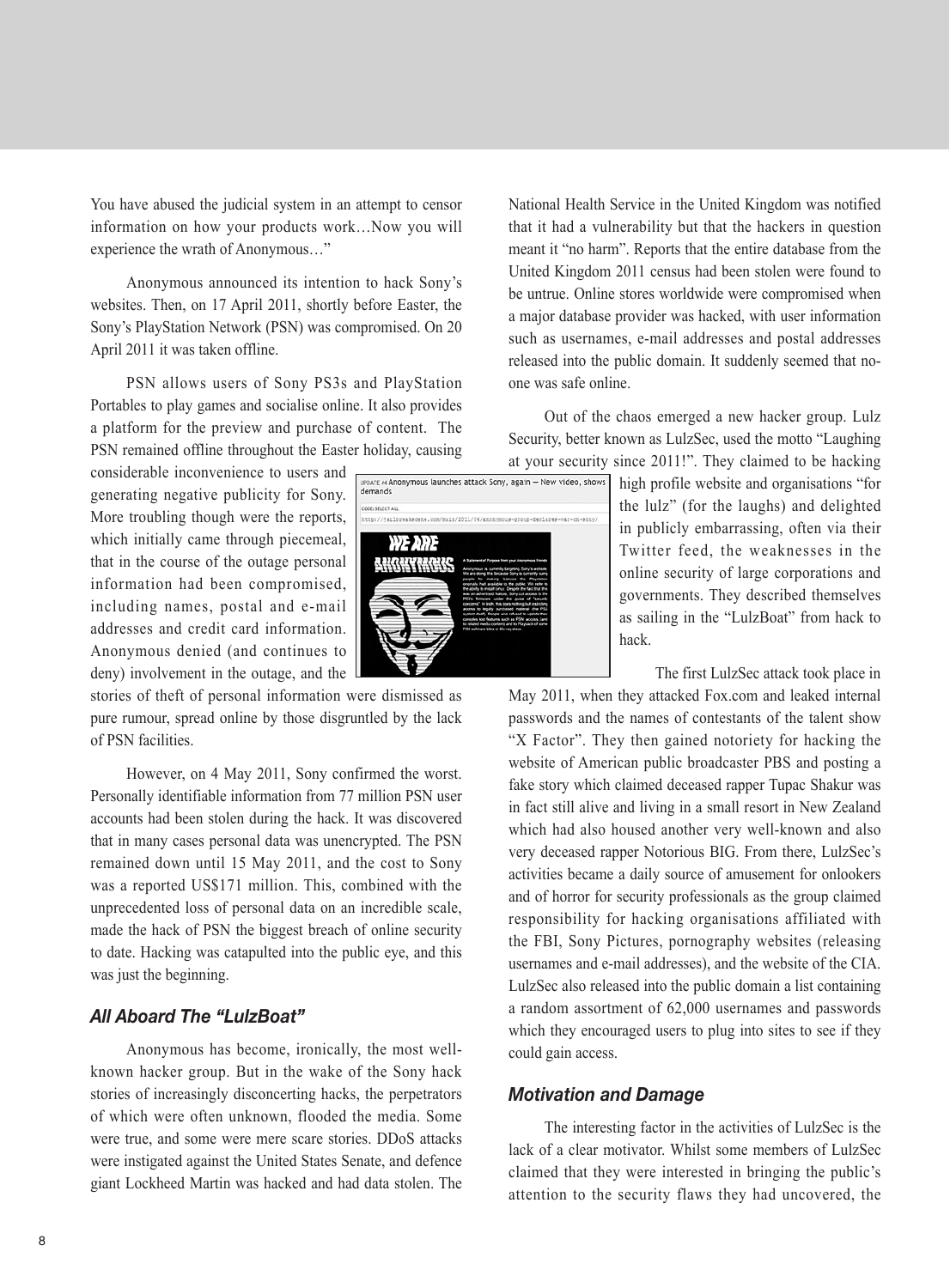You have abused the judicial system in an attempt to censor information on how your products work…Now you will experience the wrath of Anonymous…"

Anonymous announced its intention to hack Sony's websites. Then, on 17 April 2011, shortly before Easter, the Sony's PlayStation Network (PSN) was compromised. On 20 April 2011 it was taken offline.

PSN allows users of Sony PS3s and PlayStation Portables to play games and socialise online. It also provides a platform for the preview and purchase of content. The PSN remained offline throughout the Easter holiday, causing considerable inconvenience to users and generating negative publicity for Sony. More troubling though were the reports, which initially came through piecemeal, that in the course of the outage personal information had been compromised, including names, postal and e-mail addresses and credit card information. Anonymous denied (and continues to deny) involvement in the outage, and the stories of theft of personal information were dismissed as pure rumour, spread online by those disgruntled by the lack of PSN facilities.

However, on 4 May 2011, Sony confirmed the worst. Personally identifiable information from 77 million PSN user accounts had been stolen during the hack. It was discovered that in many cases personal data was unencrypted. The PSN remained down until 15 May 2011, and the cost to Sony was a reported US$171 million. This, combined with the unprecedented loss of personal data on an incredible scale, made the hack of PSN the biggest breach of online security to date. Hacking was catapulted into the public eye, and this was just the beginning.

### *All Aboard The "LulzBoat"*

Anonymous has become, ironically, the most well-known hacker group. But in the wake of the Sony hack stories of increasingly disconcerting hacks, the perpetrators of which were often unknown, flooded the media. Some were true, and some were mere scare stories. DDoS attacks were instigated against the United States Senate, and defence giant Lockheed Martin was hacked and had data stolen. The National Health Service in the United Kingdom was notified that it had a vulnerability but that the hackers in question meant it "no harm". Reports that the entire database from the United Kingdom 2011 census had been stolen were found to be untrue. Online stores worldwide were compromised when a major database provider was hacked, with user information such as usernames, e-mail addresses and postal addresses released into the public domain. It suddenly seemed that no-one was safe online.

Out of the chaos emerged a new hacker group. Lulz Security, better known as LulzSec, used the motto "Laughing at your security since 2011!". They claimed to be hacking high profile website and organisations "for the lulz" (for the laughs) and delighted in publicly embarrassing, often via their Twitter feed, the weaknesses in the online security of large corporations and governments. They described themselves as sailing in the "LulzBoat" from hack to hack.

The first LulzSec attack took place in May 2011, when they attacked Fox.com and leaked internal passwords and the names of contestants of the talent show "X Factor". They then gained notoriety for hacking the website of American public broadcaster PBS and posting a fake story which claimed deceased rapper Tupac Shakur was in fact still alive and living in a small resort in New Zealand which had also housed another very well-known and also very deceased rapper Notorious BIG. From there, LulzSec's activities became a daily source of amusement for onlookers and of horror for security professionals as the group claimed responsibility for hacking organisations affiliated with the FBI, Sony Pictures, pornography websites (releasing usernames and e-mail addresses), and the website of the CIA. LulzSec also released into the public domain a list containing a random assortment of 62,000 usernames and passwords which they encouraged users to plug into sites to see if they could gain access.

### *Motivation and Damage*

The interesting factor in the activities of LulzSec is the lack of a clear motivator. Whilst some members of LulzSec claimed that they were interested in bringing the public's attention to the security flaws they had uncovered, the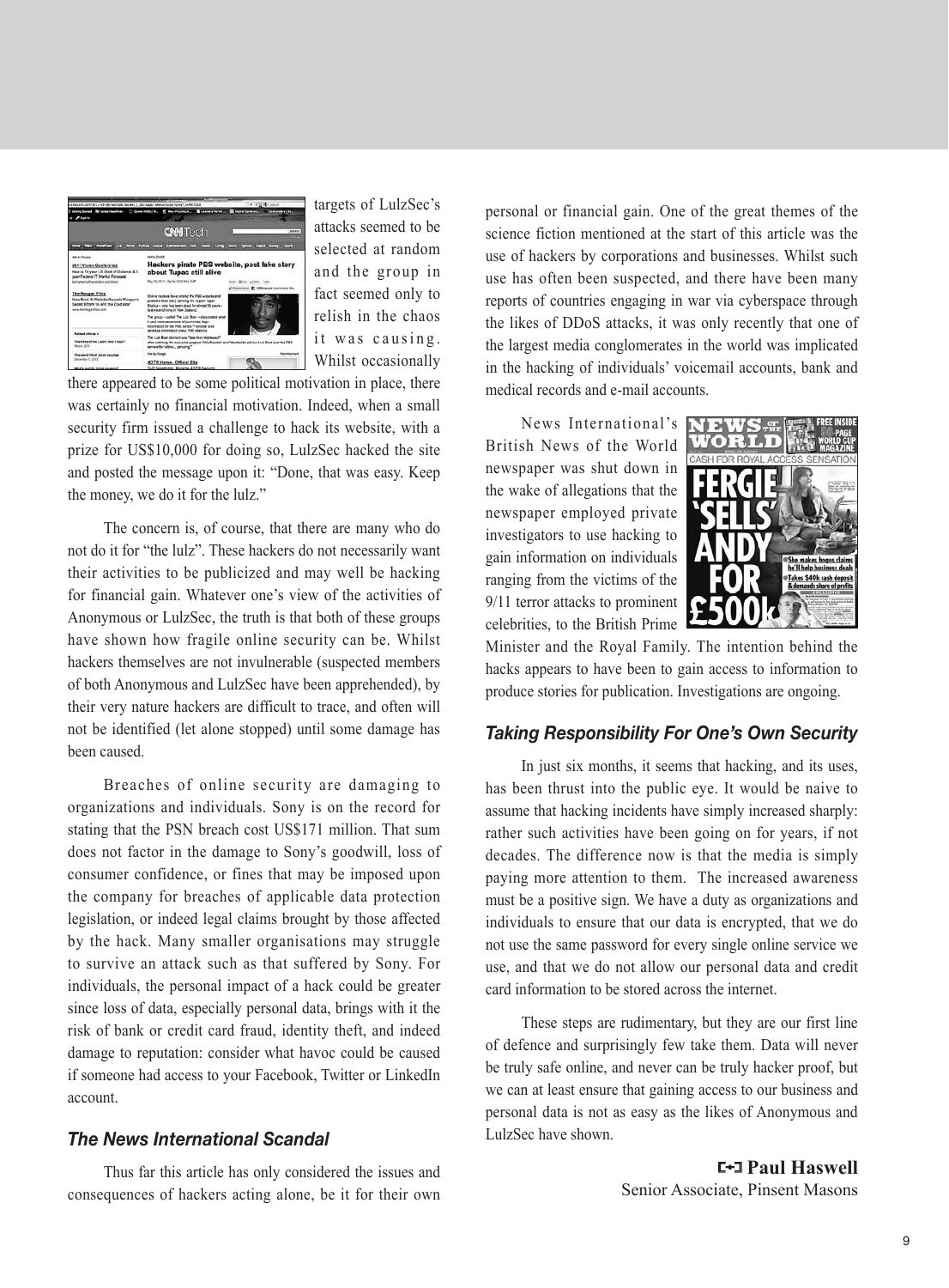targets of LulzSec's attacks seemed to be selected at random and the group in fact seemed only to relish in the chaos it was causing. Whilst occasionally there appeared to be some political motivation in place, there was certainly no financial motivation. Indeed, when a small security firm issued a challenge to hack its website, with a prize for US$10,000 for doing so, LulzSec hacked the site and posted the message upon it: "Done, that was easy. Keep the money, we do it for the lulz."

The concern is, of course, that there are many who do not do it for "the lulz". These hackers do not necessarily want their activities to be publicized and may well be hacking for financial gain. Whatever one's view of the activities of Anonymous or LulzSec, the truth is that both of these groups have shown how fragile online security can be. Whilst hackers themselves are not invulnerable (suspected members of both Anonymous and LulzSec have been apprehended), by their very nature hackers are difficult to trace, and often will not be identified (let alone stopped) until some damage has been caused.

Breaches of online security are damaging to organizations and individuals. Sony is on the record for stating that the PSN breach cost US$171 million. That sum does not factor in the damage to Sony's goodwill, loss of consumer confidence, or fines that may be imposed upon the company for breaches of applicable data protection legislation, or indeed legal claims brought by those affected by the hack. Many smaller organisations may struggle to survive an attack such as that suffered by Sony. For individuals, the personal impact of a hack could be greater since loss of data, especially personal data, brings with it the risk of bank or credit card fraud, identity theft, and indeed damage to reputation: consider what havoc could be caused if someone had access to your Facebook, Twitter or LinkedIn account.

### *The News International Scandal*

Thus far this article has only considered the issues and consequences of hackers acting alone, be it for their own personal or financial gain. One of the great themes of the science fiction mentioned at the start of this article was the use of hackers by corporations and businesses. Whilst such use has often been suspected, and there have been many reports of countries engaging in war via cyberspace through the likes of DDoS attacks, it was only recently that one of the largest media conglomerates in the world was implicated in the hacking of individuals' voicemail accounts, bank and medical records and e-mail accounts.

News International's British News of the World newspaper was shut down in the wake of allegations that the newspaper employed private investigators to use hacking to gain information on individuals ranging from the victims of the 9/11 terror attacks to prominent celebrities, to the British Prime Minister and the Royal Family. The intention behind the hacks appears to have been to gain access to information to produce stories for publication. Investigations are ongoing.

### *Taking Responsibility For One's Own Security*

In just six months, it seems that hacking, and its uses, has been thrust into the public eye. It would be naive to assume that hacking incidents have simply increased sharply: rather such activities have been going on for years, if not decades. The difference now is that the media is simply paying more attention to them. The increased awareness must be a positive sign. We have a duty as organizations and individuals to ensure that our data is encrypted, that we do not use the same password for every single online service we use, and that we do not allow our personal data and credit card information to be stored across the internet.

These steps are rudimentary, but they are our first line of defence and surprisingly few take them. Data will never be truly safe online, and never can be truly hacker proof, but we can at least ensure that gaining access to our business and personal data is not as easy as the likes of Anonymous and LulzSec have shown.

**Paul Haswell**
Senior Associate, Pinsent Masons